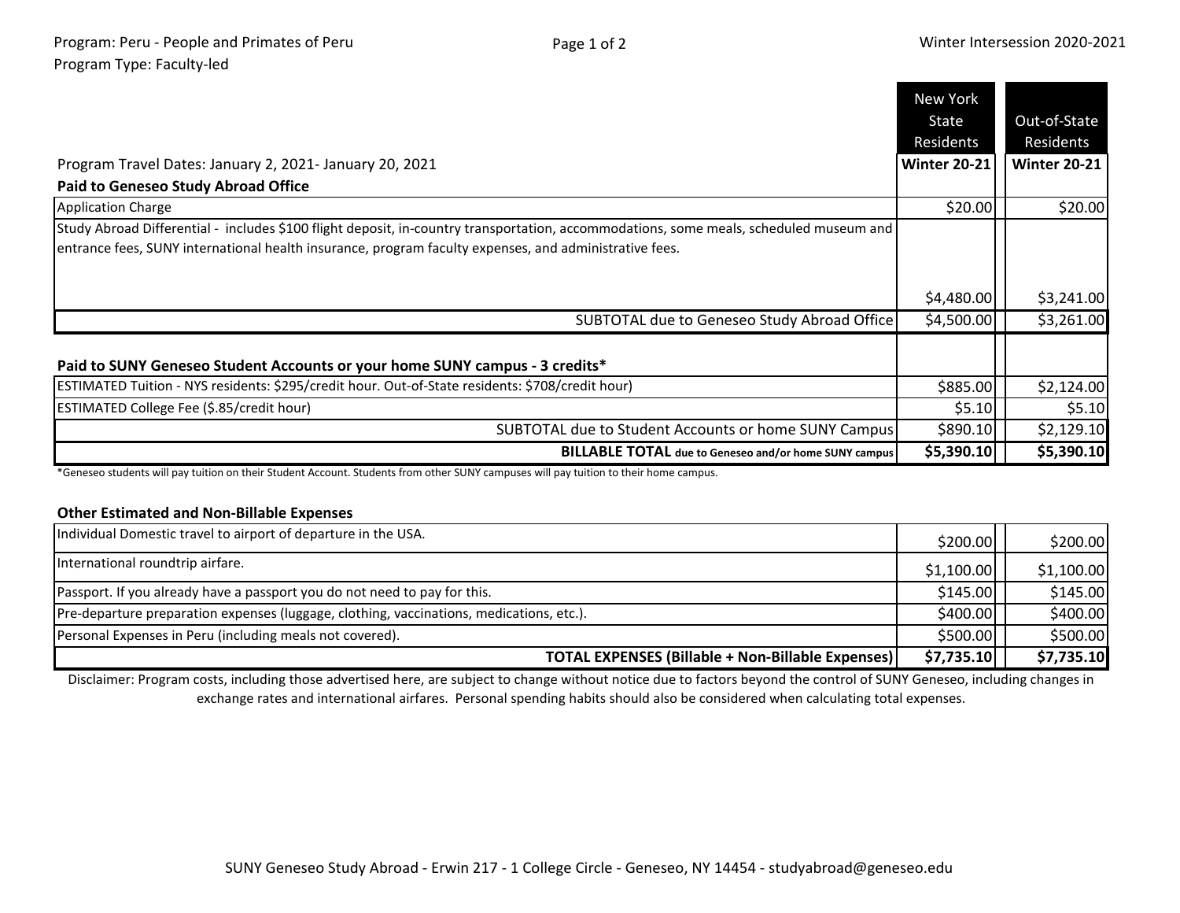Program: Peru - People and Primates of Peru
Program Type: Faculty-led

Winter Intersession 2020-2021

| Program Travel Dates: January 2, 2021- January 20, 2021 | New York State Residents Winter 20-21 | Out-of-State Residents Winter 20-21 |
|---|---|---|
| **Paid to Geneseo Study Abroad Office** | | |
| Application Charge | $20.00 | $20.00 |
| Study Abroad Differential - includes $100 flight deposit, in-country transportation, accommodations, some meals, scheduled museum and entrance fees, SUNY international health insurance, program faculty expenses, and administrative fees. | $4,480.00 | $3,241.00 |
| SUBTOTAL due to Geneseo Study Abroad Office | $4,500.00 | $3,261.00 |
| **Paid to SUNY Geneseo Student Accounts or your home SUNY campus - 3 credits*** | | |
| ESTIMATED Tuition - NYS residents: $295/credit hour. Out-of-State residents: $708/credit hour) | $885.00 | $2,124.00 |
| ESTIMATED College Fee ($.85/credit hour) | $5.10 | $5.10 |
| SUBTOTAL due to Student Accounts or home SUNY Campus | $890.10 | $2,129.10 |
| **BILLABLE TOTAL due to Geneseo and/or home SUNY campus** | **$5,390.10** | **$5,390.10** |

*Geneseo students will pay tuition on their Student Account. Students from other SUNY campuses will pay tuition to their home campus.

| **Other Estimated and Non-Billable Expenses** | | |
|---|---|---|
| Individual Domestic travel to airport of departure in the USA. | $200.00 | $200.00 |
| International roundtrip airfare. | $1,100.00 | $1,100.00 |
| Passport. If you already have a passport you do not need to pay for this. | $145.00 | $145.00 |
| Pre-departure preparation expenses (luggage, clothing, vaccinations, medications, etc.). | $400.00 | $400.00 |
| Personal Expenses in Peru (including meals not covered). | $500.00 | $500.00 |
| **TOTAL EXPENSES (Billable + Non-Billable Expenses)** | **$7,735.10** | **$7,735.10** |

Disclaimer: Program costs, including those advertised here, are subject to change without notice due to factors beyond the control of SUNY Geneseo, including changes in exchange rates and international airfares. Personal spending habits should also be considered when calculating total expenses.

SUNY Geneseo Study Abroad - Erwin 217 - 1 College Circle - Geneseo, NY 14454 - studyabroad@geneseo.edu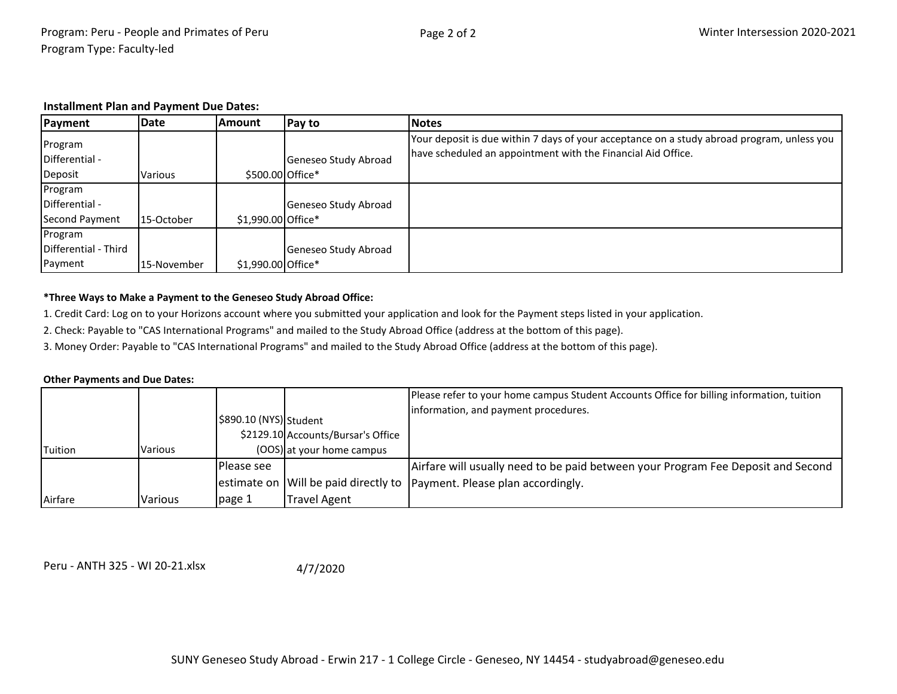**Installment Plan and Payment Due Dates:**

| Payment | Date | Amount | Pay to | Notes |
|---|---|---|---|---|
| Program Differential - Deposit | Various | $500.00 | Geneseo Study Abroad Office* | Your deposit is due within 7 days of your acceptance on a study abroad program, unless you have scheduled an appointment with the Financial Aid Office. |
| Program Differential - Second Payment | 15-October | $1,990.00 | Geneseo Study Abroad Office* | |
| Program Differential - Third Payment | 15-November | $1,990.00 | Geneseo Study Abroad Office* | |

**\*Three Ways to Make a Payment to the Geneseo Study Abroad Office:**

1. Credit Card: Log on to your Horizons account where you submitted your application and look for the Payment steps listed in your application.
2. Check: Payable to "CAS International Programs" and mailed to the Study Abroad Office (address at the bottom of this page).
3. Money Order: Payable to "CAS International Programs" and mailed to the Study Abroad Office (address at the bottom of this page).

**Other Payments and Due Dates:**

| | | | | |
|---|---|---|---|---|
| Tuition | Various | $890.10 (NYS) $2129.10 (OOS) | Student Accounts/Bursar's Office at your home campus | Please refer to your home campus Student Accounts Office for billing information, tuition information, and payment procedures. |
| Airfare | Various | Please see estimate on page 1 | Will be paid directly to Travel Agent | Airfare will usually need to be paid between your Program Fee Deposit and Second Payment. Please plan accordingly. |

Peru - ANTH 325 - WI 20-21.xlsx    4/7/2020

SUNY Geneseo Study Abroad - Erwin 217 - 1 College Circle - Geneseo, NY 14454 - studyabroad@geneseo.edu